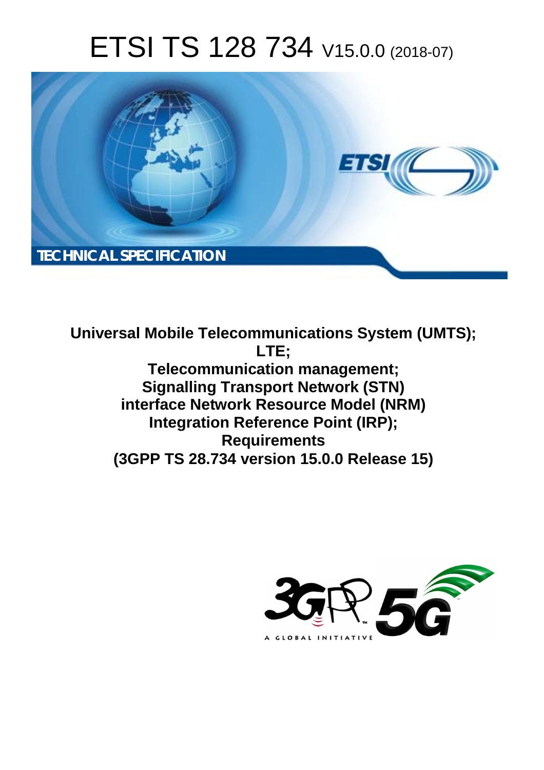# ETSI TS 128 734 V15.0.0 (2018-07)

TECHNICAL SPECIFICATION

**Universal Mobile Telecommunications System (UMTS); LTE; Telecommunication management; Signalling Transport Network (STN) interface Network Resource Model (NRM) Integration Reference Point (IRP); Requirements (3GPP TS 28.734 version 15.0.0 Release 15)**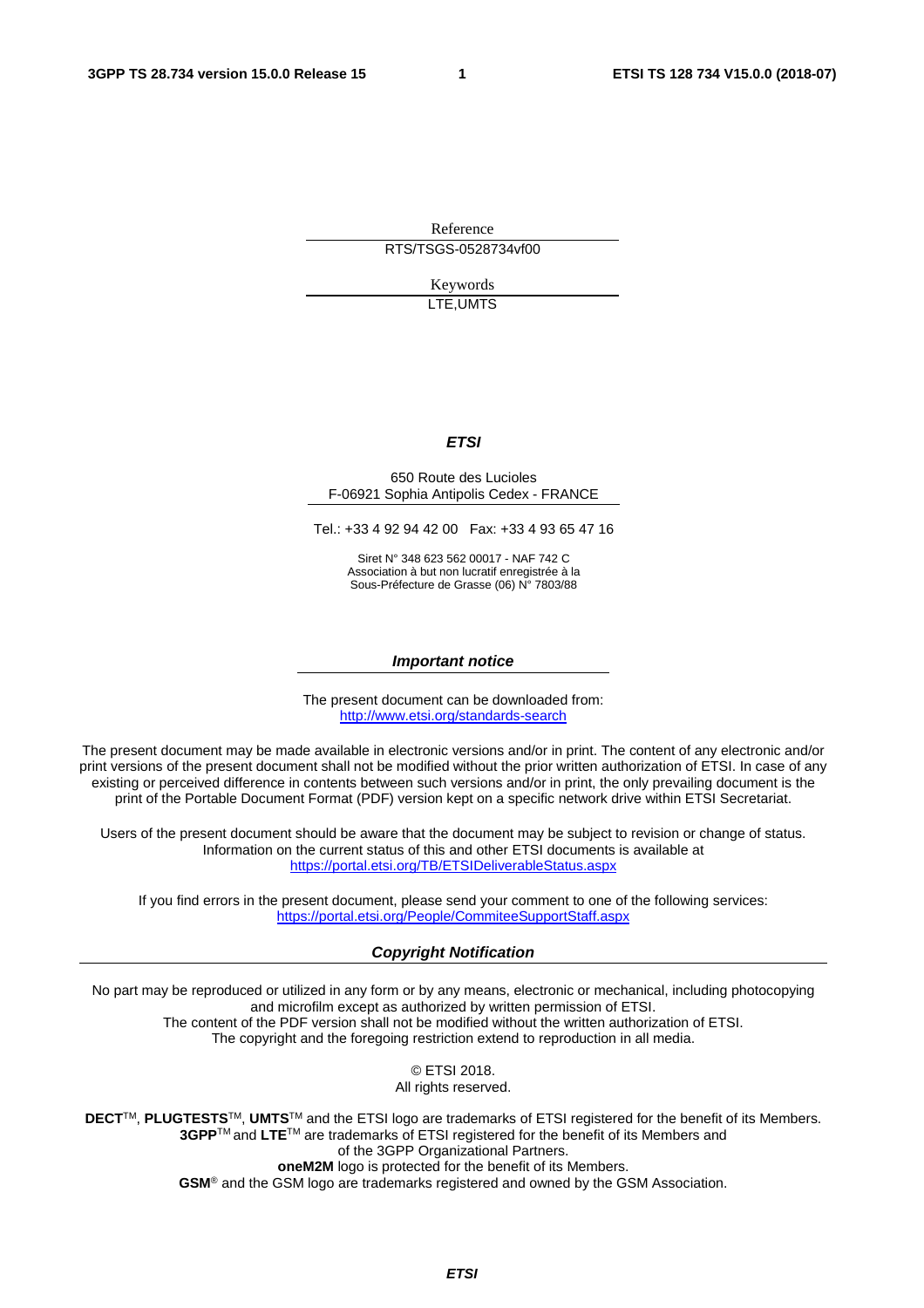Reference

RTS/TSGS-0528734vf00

Keywords

LTE,UMTS

***ETSI***

650 Route des Lucioles
F-06921 Sophia Antipolis Cedex - FRANCE

Tel.: +33 4 92 94 42 00 Fax: +33 4 93 65 47 16

Siret N° 348 623 562 00017 - NAF 742 C
Association à but non lucratif enregistrée à la
Sous-Préfecture de Grasse (06) N° 7803/88

***Important notice***

The present document can be downloaded from:
http://www.etsi.org/standards-search

The present document may be made available in electronic versions and/or in print. The content of any electronic and/or print versions of the present document shall not be modified without the prior written authorization of ETSI. In case of any existing or perceived difference in contents between such versions and/or in print, the only prevailing document is the print of the Portable Document Format (PDF) version kept on a specific network drive within ETSI Secretariat.

Users of the present document should be aware that the document may be subject to revision or change of status. Information on the current status of this and other ETSI documents is available at
https://portal.etsi.org/TB/ETSIDeliverableStatus.aspx

If you find errors in the present document, please send your comment to one of the following services:
https://portal.etsi.org/People/CommiteeSupportStaff.aspx

***Copyright Notification***

No part may be reproduced or utilized in any form or by any means, electronic or mechanical, including photocopying and microfilm except as authorized by written permission of ETSI.
The content of the PDF version shall not be modified without the written authorization of ETSI.
The copyright and the foregoing restriction extend to reproduction in all media.

© ETSI 2018.
All rights reserved.

**DECT**™, **PLUGTESTS**™, **UMTS**™ and the ETSI logo are trademarks of ETSI registered for the benefit of its Members.
**3GPP**™ and **LTE**™ are trademarks of ETSI registered for the benefit of its Members and of the 3GPP Organizational Partners.
**oneM2M** logo is protected for the benefit of its Members.
**GSM**® and the GSM logo are trademarks registered and owned by the GSM Association.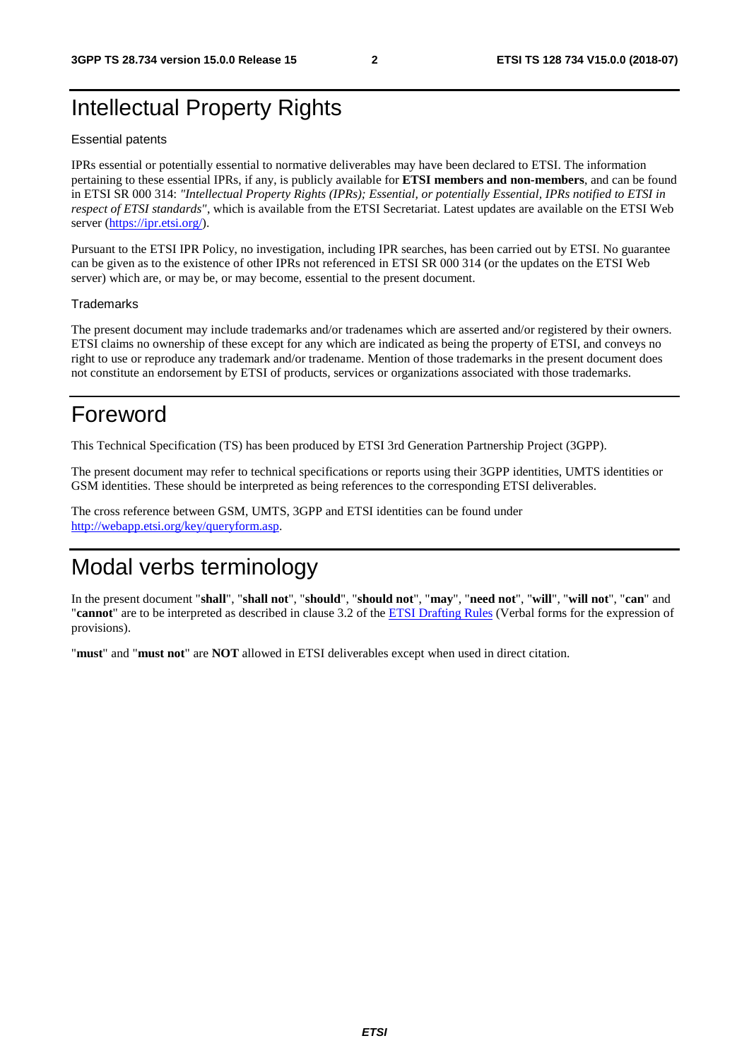# Intellectual Property Rights

Essential patents

IPRs essential or potentially essential to normative deliverables may have been declared to ETSI. The information pertaining to these essential IPRs, if any, is publicly available for **ETSI members and non-members**, and can be found in ETSI SR 000 314: *"Intellectual Property Rights (IPRs); Essential, or potentially Essential, IPRs notified to ETSI in respect of ETSI standards"*, which is available from the ETSI Secretariat. Latest updates are available on the ETSI Web server (https://ipr.etsi.org/).

Pursuant to the ETSI IPR Policy, no investigation, including IPR searches, has been carried out by ETSI. No guarantee can be given as to the existence of other IPRs not referenced in ETSI SR 000 314 (or the updates on the ETSI Web server) which are, or may be, or may become, essential to the present document.

Trademarks

The present document may include trademarks and/or tradenames which are asserted and/or registered by their owners. ETSI claims no ownership of these except for any which are indicated as being the property of ETSI, and conveys no right to use or reproduce any trademark and/or tradename. Mention of those trademarks in the present document does not constitute an endorsement by ETSI of products, services or organizations associated with those trademarks.

# Foreword

This Technical Specification (TS) has been produced by ETSI 3rd Generation Partnership Project (3GPP).

The present document may refer to technical specifications or reports using their 3GPP identities, UMTS identities or GSM identities. These should be interpreted as being references to the corresponding ETSI deliverables.

The cross reference between GSM, UMTS, 3GPP and ETSI identities can be found under http://webapp.etsi.org/key/queryform.asp.

# Modal verbs terminology

In the present document "**shall**", "**shall not**", "**should**", "**should not**", "**may**", "**need not**", "**will**", "**will not**", "**can**" and "**cannot**" are to be interpreted as described in clause 3.2 of the ETSI Drafting Rules (Verbal forms for the expression of provisions).

"**must**" and "**must not**" are **NOT** allowed in ETSI deliverables except when used in direct citation.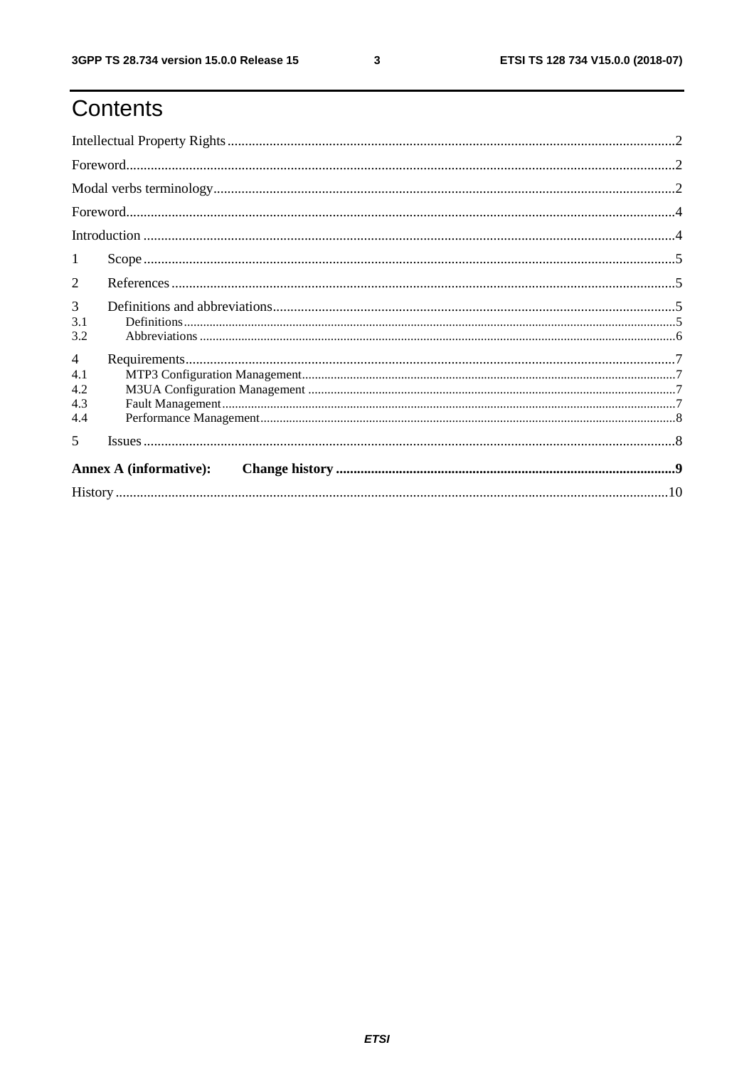# Contents

Intellectual Property Rights ..... 2

Foreword ..... 2

Modal verbs terminology ..... 2

Foreword ..... 4

Introduction ..... 4

1 Scope ..... 5

2 References ..... 5

3 Definitions and abbreviations ..... 5

3.1 Definitions ..... 5

3.2 Abbreviations ..... 6

4 Requirements ..... 7

4.1 MTP3 Configuration Management ..... 7

4.2 M3UA Configuration Management ..... 7

4.3 Fault Management ..... 7

4.4 Performance Management ..... 8

5 Issues ..... 8

**Annex A (informative): Change history ..... 9**

History ..... 10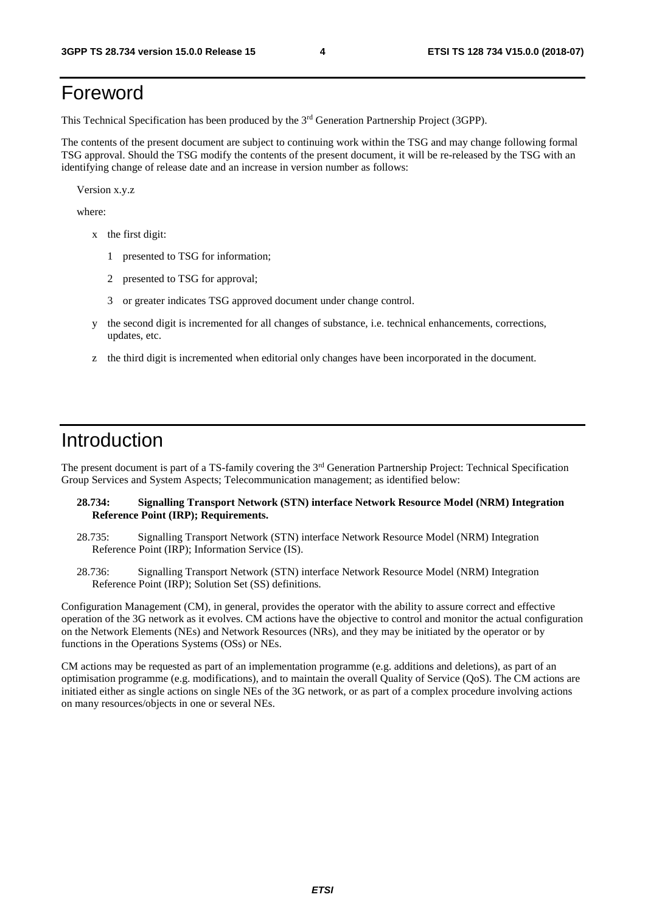# Foreword

This Technical Specification has been produced by the 3rd Generation Partnership Project (3GPP).

The contents of the present document are subject to continuing work within the TSG and may change following formal TSG approval. Should the TSG modify the contents of the present document, it will be re-released by the TSG with an identifying change of release date and an increase in version number as follows:

Version x.y.z

where:

- x the first digit:
  - 1 presented to TSG for information;
  - 2 presented to TSG for approval;
  - 3 or greater indicates TSG approved document under change control.
- y the second digit is incremented for all changes of substance, i.e. technical enhancements, corrections, updates, etc.
- z the third digit is incremented when editorial only changes have been incorporated in the document.

# Introduction

The present document is part of a TS-family covering the 3rd Generation Partnership Project: Technical Specification Group Services and System Aspects; Telecommunication management; as identified below:

**28.734: Signalling Transport Network (STN) interface Network Resource Model (NRM) Integration Reference Point (IRP); Requirements.**

28.735: Signalling Transport Network (STN) interface Network Resource Model (NRM) Integration Reference Point (IRP); Information Service (IS).

28.736: Signalling Transport Network (STN) interface Network Resource Model (NRM) Integration Reference Point (IRP); Solution Set (SS) definitions.

Configuration Management (CM), in general, provides the operator with the ability to assure correct and effective operation of the 3G network as it evolves. CM actions have the objective to control and monitor the actual configuration on the Network Elements (NEs) and Network Resources (NRs), and they may be initiated by the operator or by functions in the Operations Systems (OSs) or NEs.

CM actions may be requested as part of an implementation programme (e.g. additions and deletions), as part of an optimisation programme (e.g. modifications), and to maintain the overall Quality of Service (QoS). The CM actions are initiated either as single actions on single NEs of the 3G network, or as part of a complex procedure involving actions on many resources/objects in one or several NEs.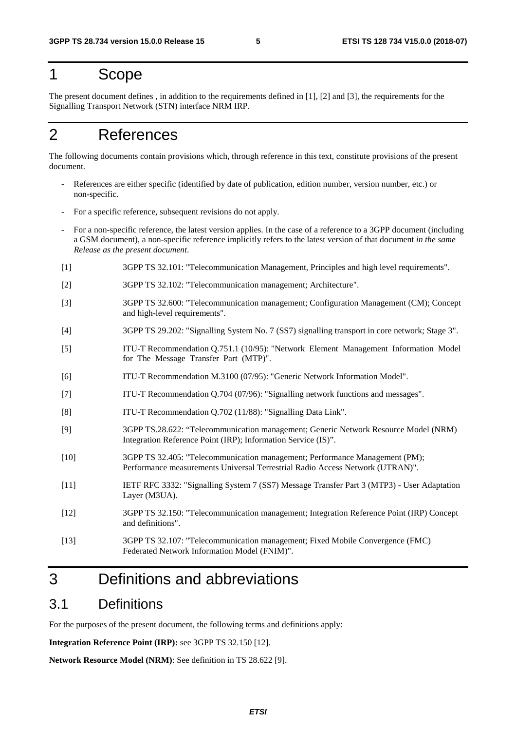# 1 Scope

The present document defines , in addition to the requirements defined in [1], [2] and [3], the requirements for the Signalling Transport Network (STN) interface NRM IRP.

# 2 References

The following documents contain provisions which, through reference in this text, constitute provisions of the present document.

- References are either specific (identified by date of publication, edition number, version number, etc.) or non-specific.
- For a specific reference, subsequent revisions do not apply.
- For a non-specific reference, the latest version applies. In the case of a reference to a 3GPP document (including a GSM document), a non-specific reference implicitly refers to the latest version of that document *in the same Release as the present document*.

[1] 3GPP TS 32.101: "Telecommunication Management, Principles and high level requirements".

[2] 3GPP TS 32.102: "Telecommunication management; Architecture".

[3] 3GPP TS 32.600: "Telecommunication management; Configuration Management (CM); Concept and high-level requirements".

[4] 3GPP TS 29.202: "Signalling System No. 7 (SS7) signalling transport in core network; Stage 3".

[5] ITU-T Recommendation Q.751.1 (10/95): "Network Element Management Information Model for The Message Transfer Part (MTP)".

[6] ITU-T Recommendation M.3100 (07/95): "Generic Network Information Model".

[7] ITU-T Recommendation Q.704 (07/96): "Signalling network functions and messages".

[8] ITU-T Recommendation Q.702 (11/88): "Signalling Data Link".

[9] 3GPP TS.28.622: "Telecommunication management; Generic Network Resource Model (NRM) Integration Reference Point (IRP); Information Service (IS)".

[10] 3GPP TS 32.405: "Telecommunication management; Performance Management (PM); Performance measurements Universal Terrestrial Radio Access Network (UTRAN)".

[11] IETF RFC 3332: "Signalling System 7 (SS7) Message Transfer Part 3 (MTP3) - User Adaptation Layer (M3UA).

[12] 3GPP TS 32.150: "Telecommunication management; Integration Reference Point (IRP) Concept and definitions".

[13] 3GPP TS 32.107: "Telecommunication management; Fixed Mobile Convergence (FMC) Federated Network Information Model (FNIM)".

# 3 Definitions and abbreviations

## 3.1 Definitions

For the purposes of the present document, the following terms and definitions apply:

**Integration Reference Point (IRP):** see 3GPP TS 32.150 [12].

**Network Resource Model (NRM)**: See definition in TS 28.622 [9].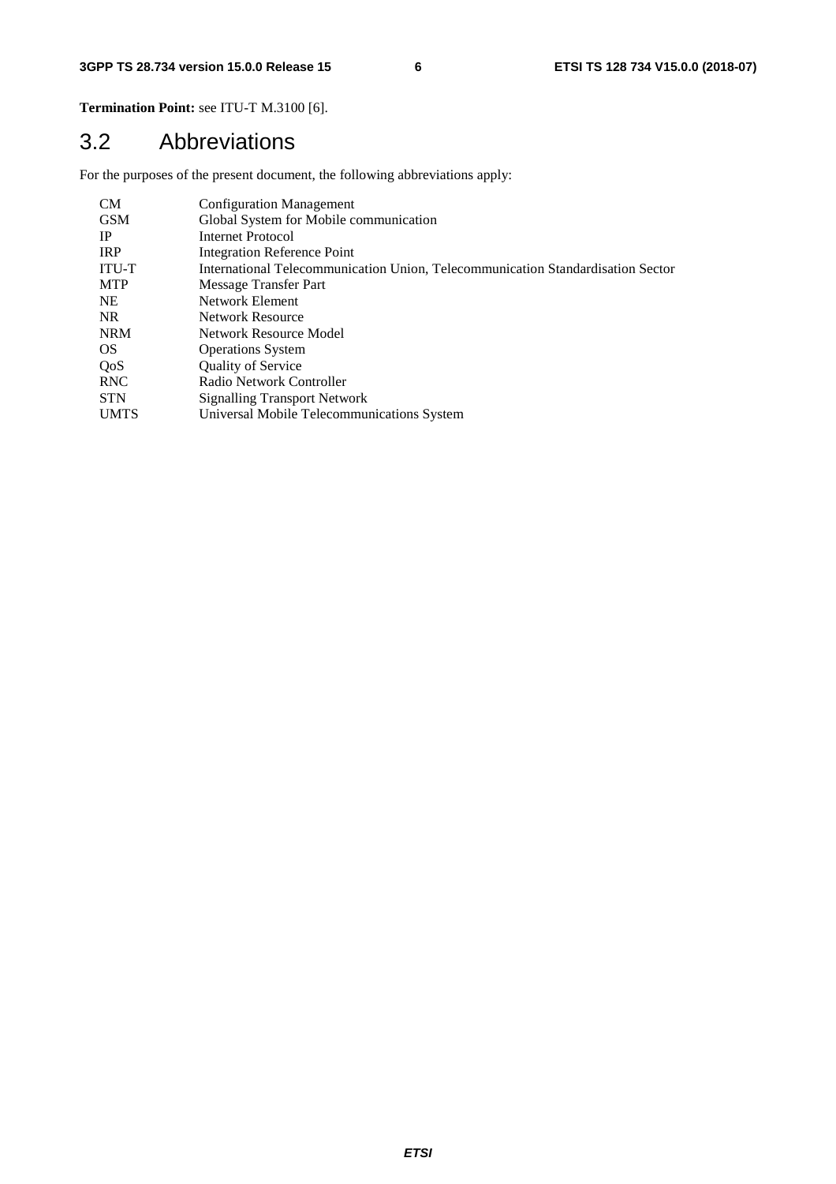**Termination Point:** see ITU-T M.3100 [6].

## 3.2 Abbreviations

For the purposes of the present document, the following abbreviations apply:

| | |
|---|---|
| CM | Configuration Management |
| GSM | Global System for Mobile communication |
| IP | Internet Protocol |
| IRP | Integration Reference Point |
| ITU-T | International Telecommunication Union, Telecommunication Standardisation Sector |
| MTP | Message Transfer Part |
| NE | Network Element |
| NR | Network Resource |
| NRM | Network Resource Model |
| OS | Operations System |
| QoS | Quality of Service |
| RNC | Radio Network Controller |
| STN | Signalling Transport Network |
| UMTS | Universal Mobile Telecommunications System |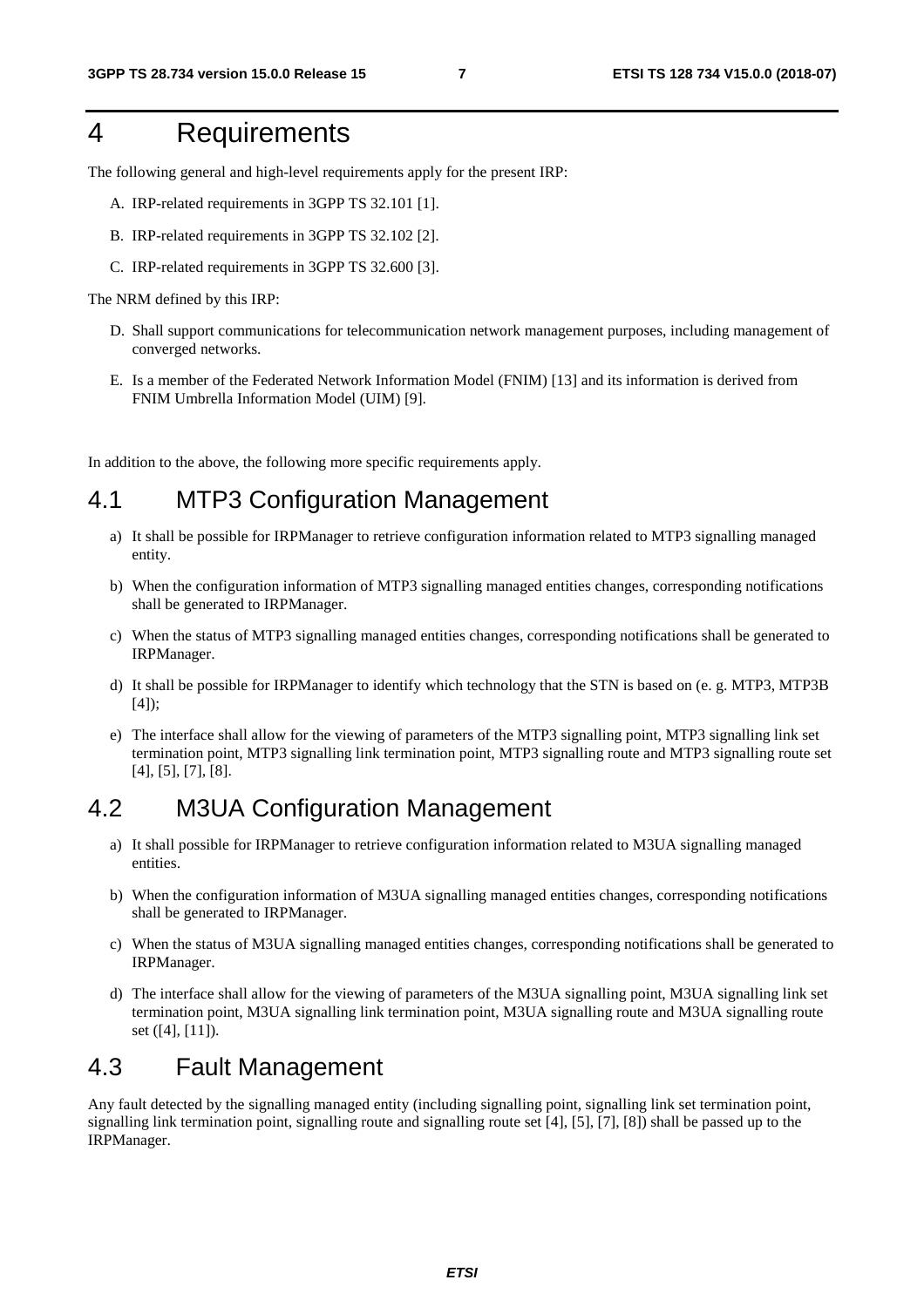# 4 Requirements

The following general and high-level requirements apply for the present IRP:

A. IRP-related requirements in 3GPP TS 32.101 [1].

B. IRP-related requirements in 3GPP TS 32.102 [2].

C. IRP-related requirements in 3GPP TS 32.600 [3].

The NRM defined by this IRP:

D. Shall support communications for telecommunication network management purposes, including management of converged networks.

E. Is a member of the Federated Network Information Model (FNIM) [13] and its information is derived from FNIM Umbrella Information Model (UIM) [9].

In addition to the above, the following more specific requirements apply.

## 4.1 MTP3 Configuration Management

a) It shall be possible for IRPManager to retrieve configuration information related to MTP3 signalling managed entity.

b) When the configuration information of MTP3 signalling managed entities changes, corresponding notifications shall be generated to IRPManager.

c) When the status of MTP3 signalling managed entities changes, corresponding notifications shall be generated to IRPManager.

d) It shall be possible for IRPManager to identify which technology that the STN is based on (e. g. MTP3, MTP3B [4]);

e) The interface shall allow for the viewing of parameters of the MTP3 signalling point, MTP3 signalling link set termination point, MTP3 signalling link termination point, MTP3 signalling route and MTP3 signalling route set [4], [5], [7], [8].

## 4.2 M3UA Configuration Management

a) It shall possible for IRPManager to retrieve configuration information related to M3UA signalling managed entities.

b) When the configuration information of M3UA signalling managed entities changes, corresponding notifications shall be generated to IRPManager.

c) When the status of M3UA signalling managed entities changes, corresponding notifications shall be generated to IRPManager.

d) The interface shall allow for the viewing of parameters of the M3UA signalling point, M3UA signalling link set termination point, M3UA signalling link termination point, M3UA signalling route and M3UA signalling route set ([4], [11]).

## 4.3 Fault Management

Any fault detected by the signalling managed entity (including signalling point, signalling link set termination point, signalling link termination point, signalling route and signalling route set [4], [5], [7], [8]) shall be passed up to the IRPManager.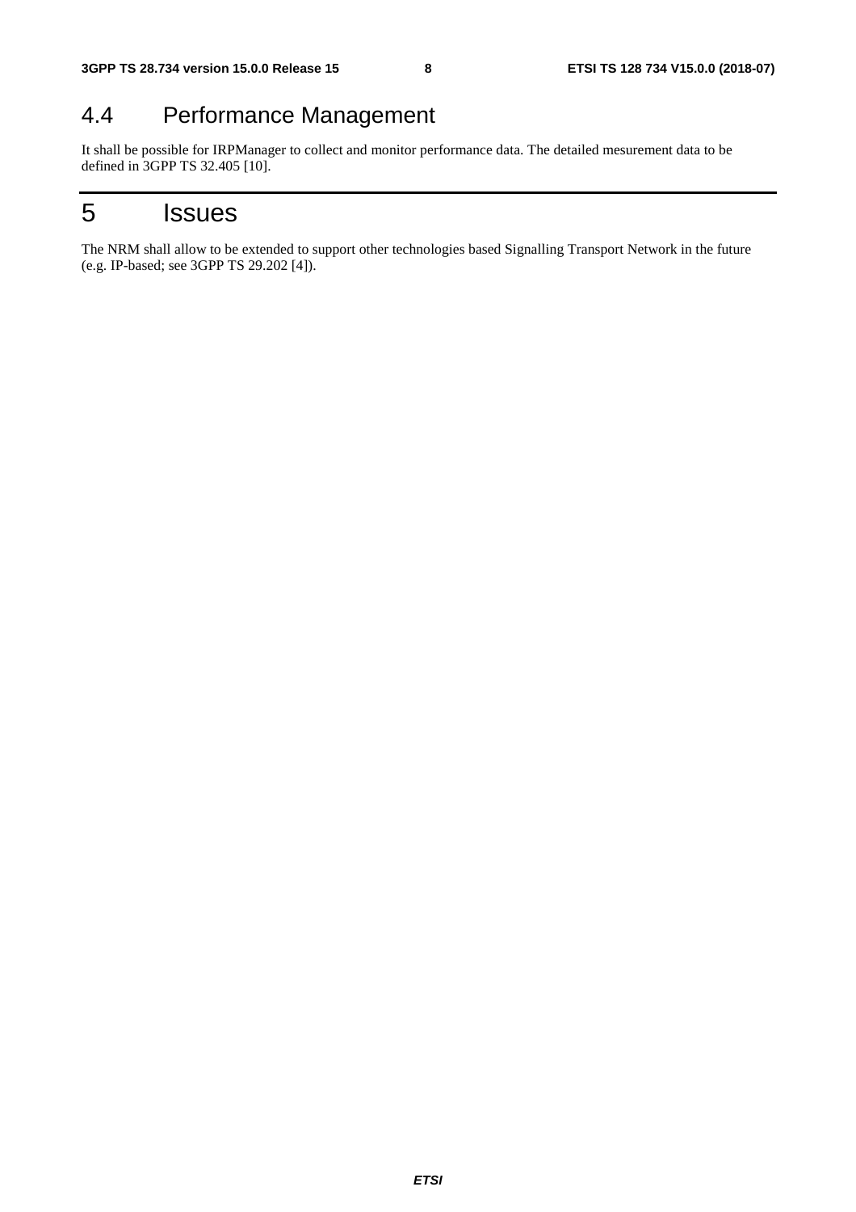## 4.4 Performance Management

It shall be possible for IRPManager to collect and monitor performance data. The detailed mesurement data to be defined in 3GPP TS 32.405 [10].

# 5 Issues

The NRM shall allow to be extended to support other technologies based Signalling Transport Network in the future (e.g. IP-based; see 3GPP TS 29.202 [4]).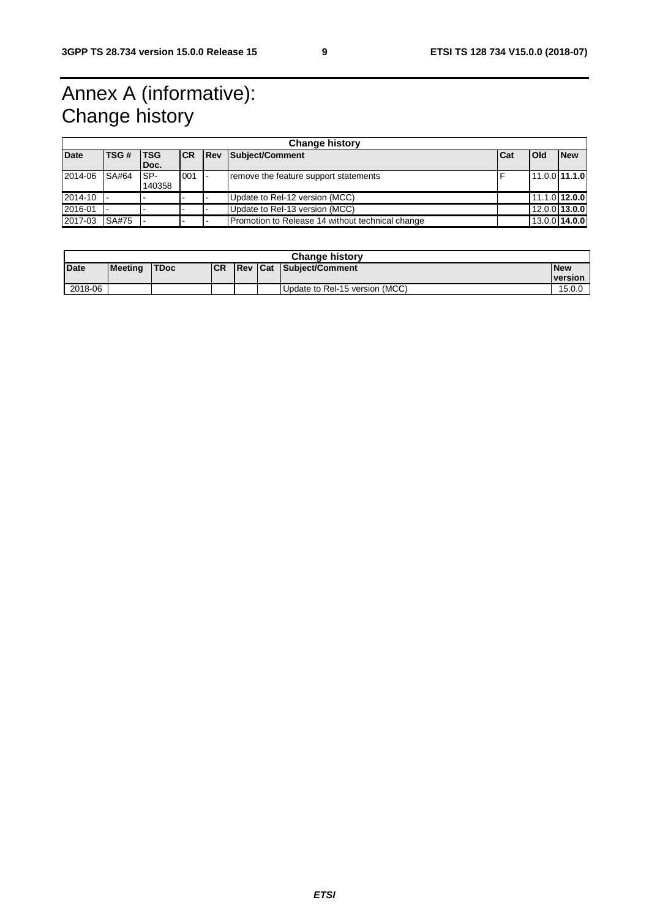# Annex A (informative): Change history

| Change history | | | | | | | | |
|---|---|---|---|---|---|---|---|---|
| **Date** | **TSG #** | **TSG Doc.** | **CR** | **Rev** | **Subject/Comment** | **Cat** | **Old** | **New** |
| 2014-06 | SA#64 | SP-140358 | 001 | - | remove the feature support statements | F | 11.0.0 | **11.1.0** |
| 2014-10 | - | - | - | - | Update to Rel-12 version (MCC) | | 11.1.0 | **12.0.0** |
| 2016-01 | - | - | - | - | Update to Rel-13 version (MCC) | | 12.0.0 | **13.0.0** |
| 2017-03 | SA#75 | - | - | - | Promotion to Release 14 without technical change | | 13.0.0 | **14.0.0** |

| Change history | | | | | | | |
|---|---|---|---|---|---|---|---|
| **Date** | **Meeting** | **TDoc** | **CR** | **Rev** | **Cat** | **Subject/Comment** | **New version** |
| 2018-06 | | | | | | Update to Rel-15 version (MCC) | 15.0.0 |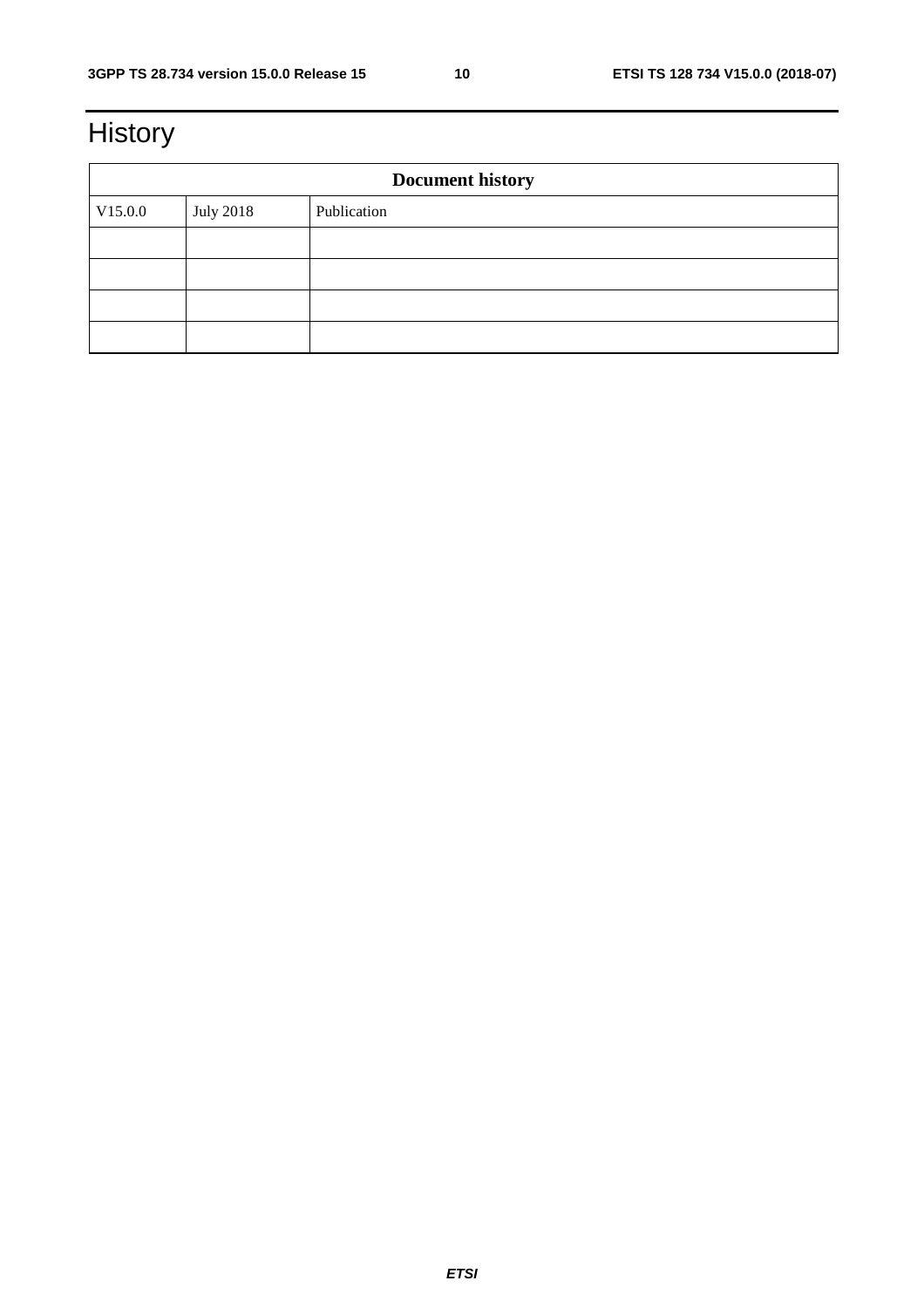# History

| Document history | | |
|---|---|---|
| V15.0.0 | July 2018 | Publication |
| | | |
| | | |
| | | |
| | | |